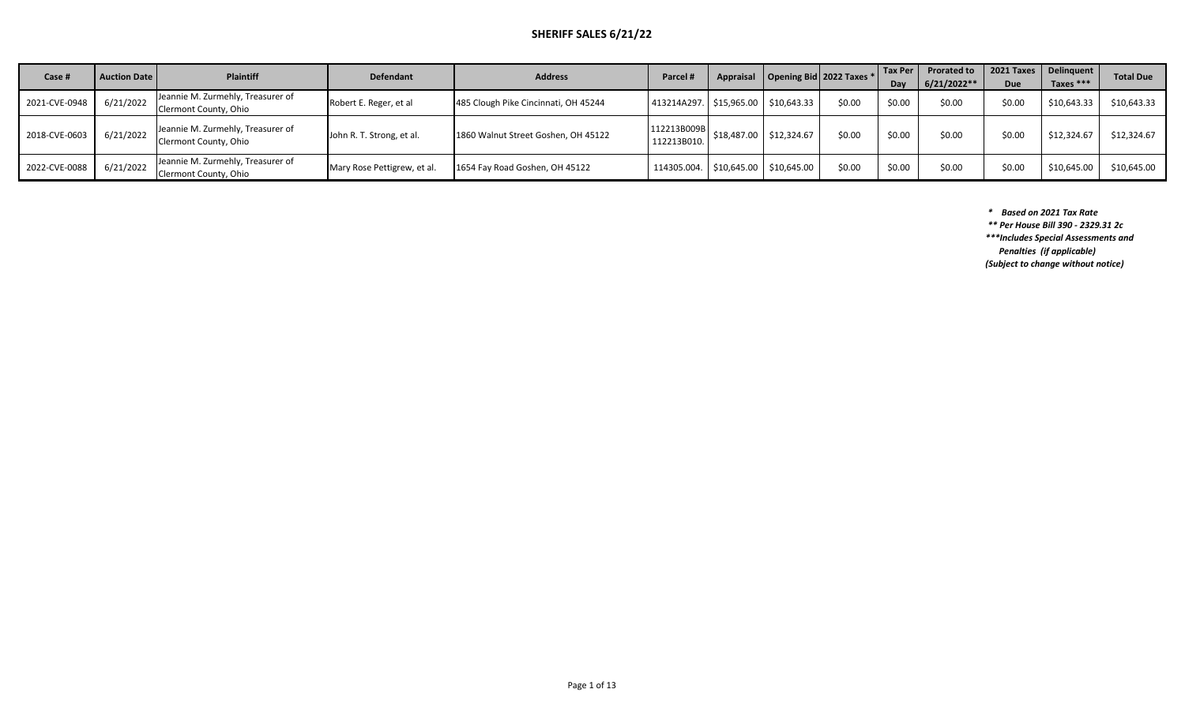# SHERIFF SALES 6/21/22

| Case # | Auction Date | Plaintiff | Defendant | Address | Parcel # | Appraisal | Opening Bid | 2022 Taxes * | Tax Per Day | Prorated to 6/21/2022** | 2021 Taxes Due | Delinquent Taxes *** | Total Due |
|---|---|---|---|---|---|---|---|---|---|---|---|---|---|
| 2021-CVE-0948 | 6/21/2022 | Jeannie M. Zurmehly, Treasurer of Clermont County, Ohio | Robert E. Reger, et al | 485 Clough Pike Cincinnati, OH 45244 | 413214A297. | $15,965.00 | $10,643.33 | $0.00 | $0.00 | $0.00 | $0.00 | $10,643.33 | $10,643.33 |
| 2018-CVE-0603 | 6/21/2022 | Jeannie M. Zurmehly, Treasurer of Clermont County, Ohio | John R. T. Strong, et al. | 1860 Walnut Street Goshen, OH 45122 | 112213B009B 112213B010. | $18,487.00 | $12,324.67 | $0.00 | $0.00 | $0.00 | $0.00 | $12,324.67 | $12,324.67 |
| 2022-CVE-0088 | 6/21/2022 | Jeannie M. Zurmehly, Treasurer of Clermont County, Ohio | Mary Rose Pettigrew, et al. | 1654 Fay Road Goshen, OH 45122 | 114305.004. | $10,645.00 | $10,645.00 | $0.00 | $0.00 | $0.00 | $0.00 | $10,645.00 | $10,645.00 |

*\* Based on 2021 Tax Rate*

*\*\* Per House Bill 390 - 2329.31 2c*

*\*\*\*Includes Special Assessments and Penalties (if applicable)*

*(Subject to change without notice)*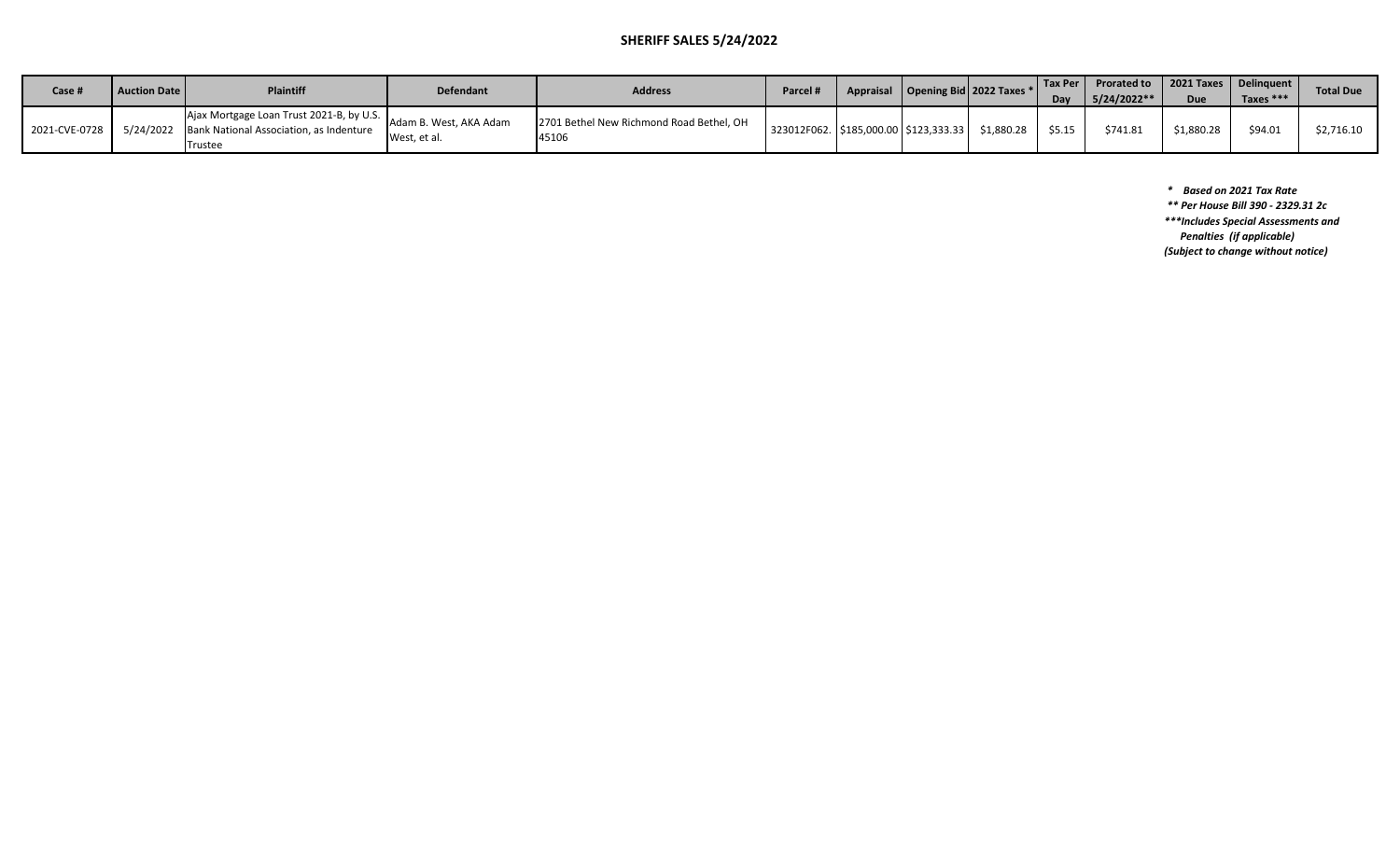# SHERIFF SALES 5/24/2022

| Case # | Auction Date | Plaintiff | Defendant | Address | Parcel # | Appraisal | Opening Bid | 2022 Taxes * | Tax Per Day | Prorated to 5/24/2022** | 2021 Taxes Due | Delinquent Taxes *** | Total Due |
|---|---|---|---|---|---|---|---|---|---|---|---|---|---|
| 2021-CVE-0728 | 5/24/2022 | Ajax Mortgage Loan Trust 2021-B, by U.S. Bank National Association, as Indenture Trustee | Adam B. West, AKA Adam West, et al. | 2701 Bethel New Richmond Road Bethel, OH 45106 | 323012F062. | $185,000.00 | $123,333.33 | $1,880.28 | $5.15 | $741.81 | $1,880.28 | $94.01 | $2,716.10 |

*\* Based on 2021 Tax Rate*
*\*\* Per House Bill 390 - 2329.31 2c*
*\*\*\*Includes Special Assessments and Penalties (if applicable)*
*(Subject to change without notice)*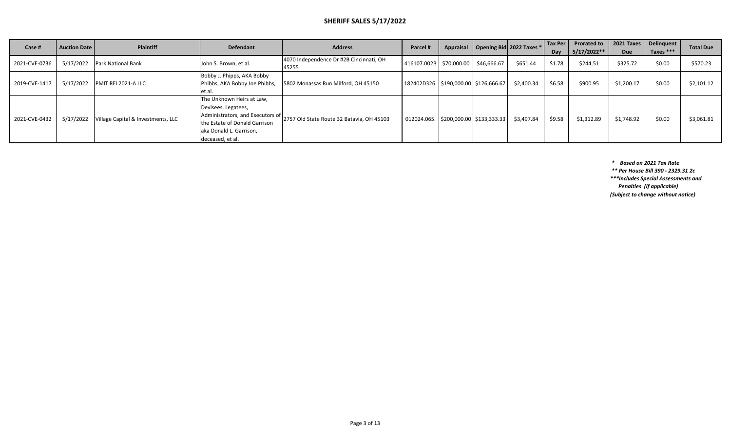# SHERIFF SALES 5/17/2022

| Case # | Auction Date | Plaintiff | Defendant | Address | Parcel # | Appraisal | Opening Bid | 2022 Taxes * | Tax Per Day | Prorated to 5/17/2022** | 2021 Taxes Due | Delinquent Taxes *** | Total Due |
|---|---|---|---|---|---|---|---|---|---|---|---|---|---|
| 2021-CVE-0736 | 5/17/2022 | Park National Bank | John S. Brown, et al. | 4070 Independence Dr #2B Cincinnati, OH 45255 | 416107.002B | $70,000.00 | $46,666.67 | $651.44 | $1.78 | $244.51 | $325.72 | $0.00 | $570.23 |
| 2019-CVE-1417 | 5/17/2022 | PMIT REI 2021-A LLC | Bobby J. Phipps, AKA Bobby Phibbs, AKA Bobby Joe Phibbs, et al. | 5802 Monassas Run Milford, OH 45150 | 182402D326. | $190,000.00 | $126,666.67 | $2,400.34 | $6.58 | $900.95 | $1,200.17 | $0.00 | $2,101.12 |
| 2021-CVE-0432 | 5/17/2022 | Village Capital & Investments, LLC | The Unknown Heirs at Law, Devisees, Legatees, Administrators, and Executors of the Estate of Donald Garrison aka Donald L. Garrison, deceased, et al. | 2757 Old State Route 32 Batavia, OH 45103 | 012024.065. | $200,000.00 | $133,333.33 | $3,497.84 | $9.58 | $1,312.89 | $1,748.92 | $0.00 | $3,061.81 |

*\* Based on 2021 Tax Rate*

*\*\* Per House Bill 390 - 2329.31 2c*

*\*\*\*Includes Special Assessments and Penalties (if applicable)*

*(Subject to change without notice)*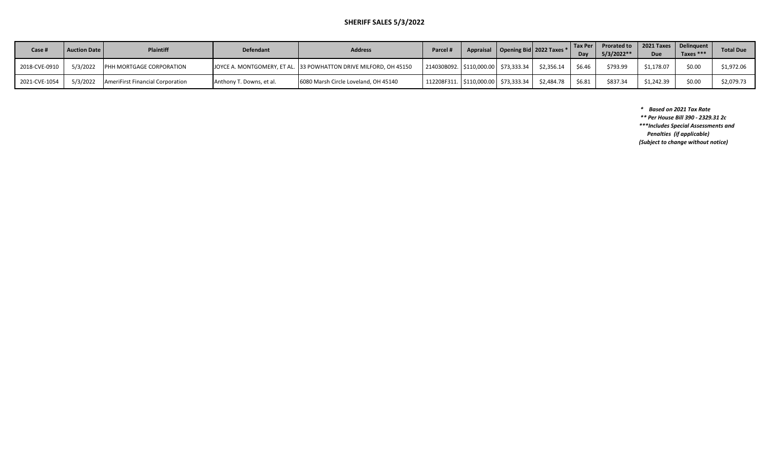# SHERIFF SALES 5/3/2022

| Case # | Auction Date | Plaintiff | Defendant | Address | Parcel # | Appraisal | Opening Bid | 2022 Taxes * | Tax Per Day | Prorated to 5/3/2022** | 2021 Taxes Due | Delinquent Taxes *** | Total Due |
|---|---|---|---|---|---|---|---|---|---|---|---|---|---|
| 2018-CVE-0910 | 5/3/2022 | PHH MORTGAGE CORPORATION | JOYCE A. MONTGOMERY, ET AL. | 33 POWHATTON DRIVE MILFORD, OH 45150 | 214030B092. | $110,000.00 | $73,333.34 | $2,356.14 | $6.46 | $793.99 | $1,178.07 | $0.00 | $1,972.06 |
| 2021-CVE-1054 | 5/3/2022 | AmeriFirst Financial Corporation | Anthony T. Downs, et al. | 6080 Marsh Circle Loveland, OH 45140 | 112208F311. | $110,000.00 | $73,333.34 | $2,484.78 | $6.81 | $837.34 | $1,242.39 | $0.00 | $2,079.73 |

*\* Based on 2021 Tax Rate*
*\*\* Per House Bill 390 - 2329.31 2c*
*\*\*\*Includes Special Assessments and Penalties (if applicable)*
*(Subject to change without notice)*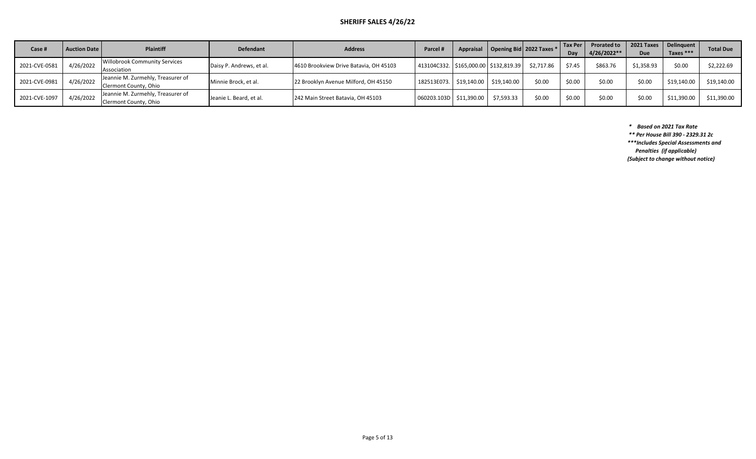# SHERIFF SALES 4/26/22

| Case # | Auction Date | Plaintiff | Defendant | Address | Parcel # | Appraisal | Opening Bid | 2022 Taxes * | Tax Per Day | Prorated to 4/26/2022** | 2021 Taxes Due | Delinquent Taxes *** | Total Due |
|---|---|---|---|---|---|---|---|---|---|---|---|---|---|
| 2021-CVE-0581 | 4/26/2022 | Willobrook Community Services Association | Daisy P. Andrews, et al. | 4610 Brookview Drive Batavia, OH 45103 | 413104C332. | $165,000.00 | $132,819.39 | $2,717.86 | $7.45 | $863.76 | $1,358.93 | $0.00 | $2,222.69 |
| 2021-CVE-0981 | 4/26/2022 | Jeannie M. Zurmehly, Treasurer of Clermont County, Ohio | Minnie Brock, et al. | 22 Brooklyn Avenue Milford, OH 45150 | 182513E073. | $19,140.00 | $19,140.00 | $0.00 | $0.00 | $0.00 | $0.00 | $19,140.00 | $19,140.00 |
| 2021-CVE-1097 | 4/26/2022 | Jeannie M. Zurmehly, Treasurer of Clermont County, Ohio | Jeanie L. Beard, et al. | 242 Main Street Batavia, OH 45103 | 060203.103D | $11,390.00 | $7,593.33 | $0.00 | $0.00 | $0.00 | $0.00 | $11,390.00 | $11,390.00 |

*\* Based on 2021 Tax Rate*

*\*\* Per House Bill 390 - 2329.31 2c*

*\*\*\*Includes Special Assessments and Penalties (if applicable)*

*(Subject to change without notice)*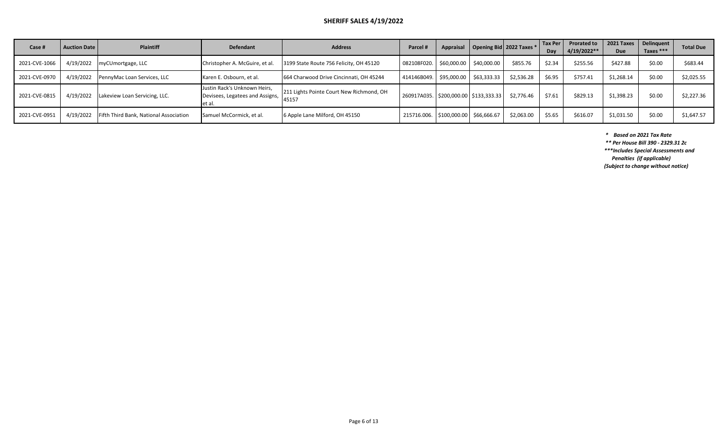# SHERIFF SALES 4/19/2022

| Case # | Auction Date | Plaintiff | Defendant | Address | Parcel # | Appraisal | Opening Bid | 2022 Taxes * | Tax Per Day | Prorated to 4/19/2022** | 2021 Taxes Due | Delinquent Taxes *** | Total Due |
|---|---|---|---|---|---|---|---|---|---|---|---|---|---|
| 2021-CVE-1066 | 4/19/2022 | myCUmortgage, LLC | Christopher A. McGuire, et al. | 3199 State Route 756 Felicity, OH 45120 | 082108F020. | $60,000.00 | $40,000.00 | $855.76 | $2.34 | $255.56 | $427.88 | $0.00 | $683.44 |
| 2021-CVE-0970 | 4/19/2022 | PennyMac Loan Services, LLC | Karen E. Osbourn, et al. | 664 Charwood Drive Cincinnati, OH 45244 | 414146B049. | $95,000.00 | $63,333.33 | $2,536.28 | $6.95 | $757.41 | $1,268.14 | $0.00 | $2,025.55 |
| 2021-CVE-0815 | 4/19/2022 | Lakeview Loan Servicing, LLC. | Justin Rack's Unknown Heirs, Devisees, Legatees and Assigns, et al. | 211 Lights Pointe Court New Richmond, OH 45157 | 260917A035. | $200,000.00 | $133,333.33 | $2,776.46 | $7.61 | $829.13 | $1,398.23 | $0.00 | $2,227.36 |
| 2021-CVE-0951 | 4/19/2022 | Fifth Third Bank, National Association | Samuel McCormick, et al. | 6 Apple Lane Milford, OH 45150 | 215716.006. | $100,000.00 | $66,666.67 | $2,063.00 | $5.65 | $616.07 | $1,031.50 | $0.00 | $1,647.57 |

*\* Based on 2021 Tax Rate*

*\*\* Per House Bill 390 - 2329.31 2c*

*\*\*\*Includes Special Assessments and Penalties (if applicable)*

*(Subject to change without notice)*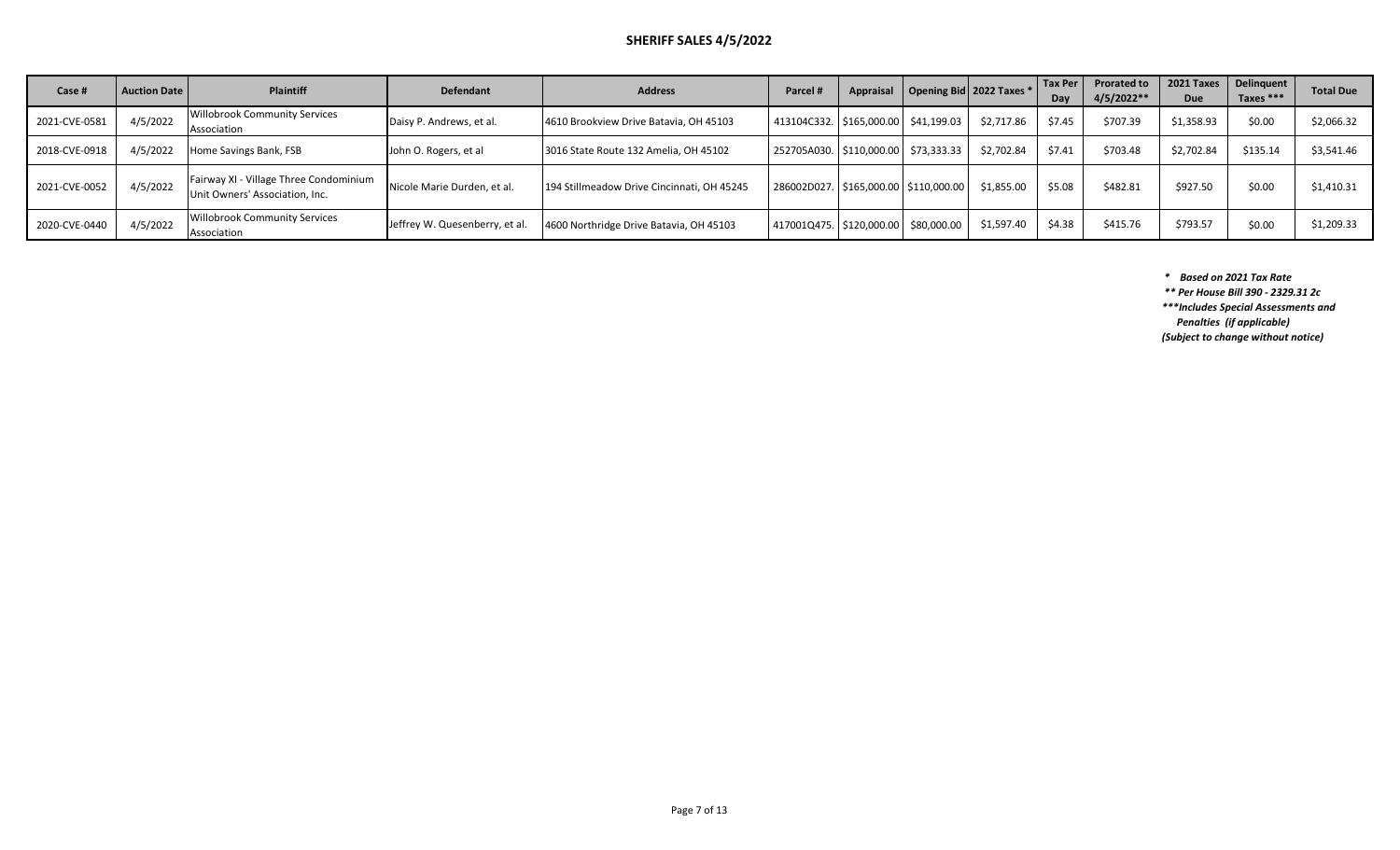# SHERIFF SALES 4/5/2022

| Case # | Auction Date | Plaintiff | Defendant | Address | Parcel # | Appraisal | Opening Bid | 2022 Taxes * | Tax Per Day | Prorated to 4/5/2022** | 2021 Taxes Due | Delinquent Taxes *** | Total Due |
|---|---|---|---|---|---|---|---|---|---|---|---|---|---|
| 2021-CVE-0581 | 4/5/2022 | Willobrook Community Services Association | Daisy P. Andrews, et al. | 4610 Brookview Drive Batavia, OH 45103 | 413104C332. | $165,000.00 | $41,199.03 | $2,717.86 | $7.45 | $707.39 | $1,358.93 | $0.00 | $2,066.32 |
| 2018-CVE-0918 | 4/5/2022 | Home Savings Bank, FSB | John O. Rogers, et al | 3016 State Route 132 Amelia, OH 45102 | 252705A030. | $110,000.00 | $73,333.33 | $2,702.84 | $7.41 | $703.48 | $2,702.84 | $135.14 | $3,541.46 |
| 2021-CVE-0052 | 4/5/2022 | Fairway XI - Village Three Condominium Unit Owners' Association, Inc. | Nicole Marie Durden, et al. | 194 Stillmeadow Drive Cincinnati, OH 45245 | 286002D027. | $165,000.00 | $110,000.00 | $1,855.00 | $5.08 | $482.81 | $927.50 | $0.00 | $1,410.31 |
| 2020-CVE-0440 | 4/5/2022 | Willobrook Community Services Association | Jeffrey W. Quesenberry, et al. | 4600 Northridge Drive Batavia, OH 45103 | 417001Q475. | $120,000.00 | $80,000.00 | $1,597.40 | $4.38 | $415.76 | $793.57 | $0.00 | $1,209.33 |

*\* Based on 2021 Tax Rate*
*\*\* Per House Bill 390 - 2329.31 2c*
*\*\*\*Includes Special Assessments and Penalties (if applicable)*
*(Subject to change without notice)*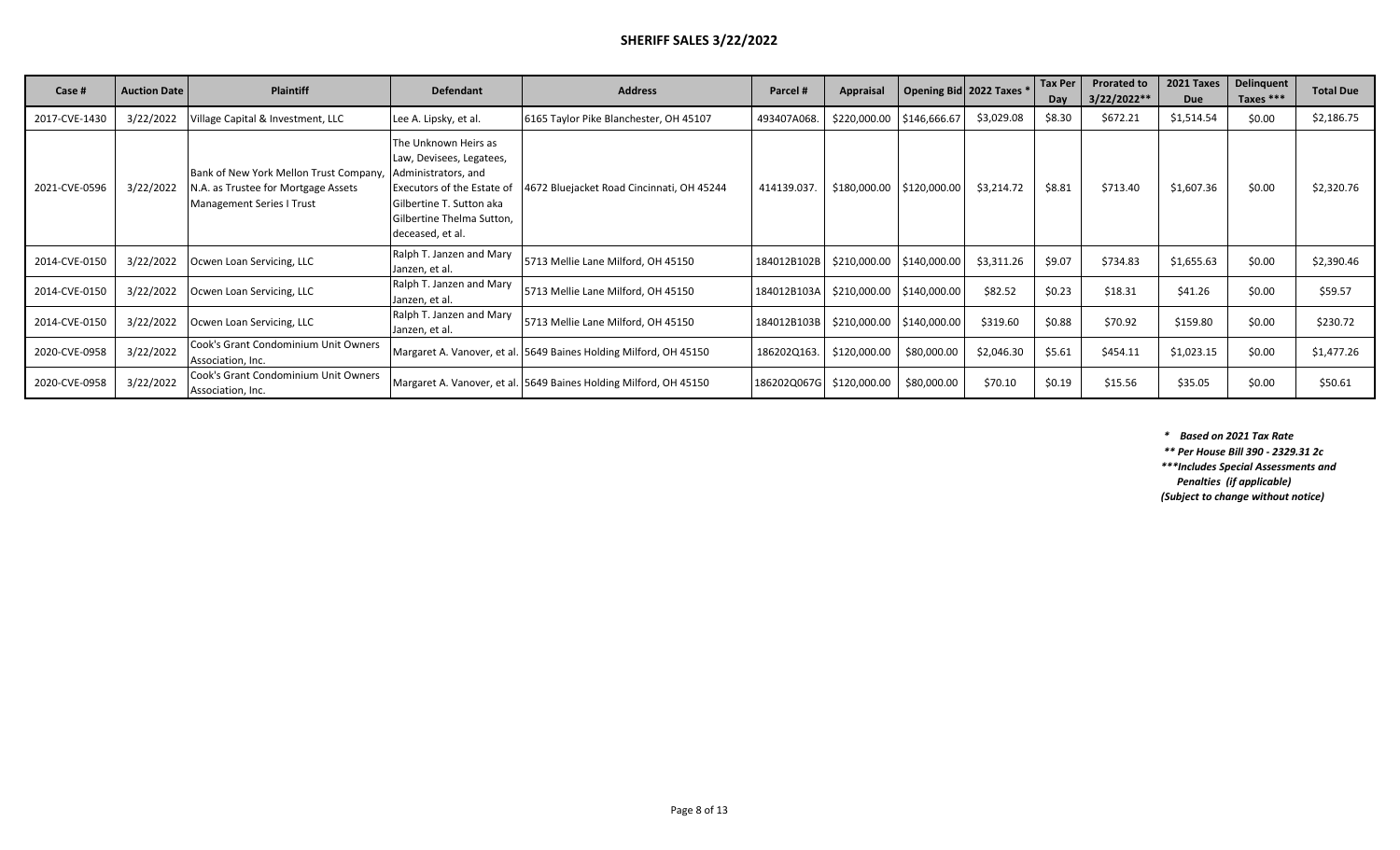# SHERIFF SALES 3/22/2022

| Case # | Auction Date | Plaintiff | Defendant | Address | Parcel # | Appraisal | Opening Bid | 2022 Taxes * | Tax Per Day | Prorated to 3/22/2022** | 2021 Taxes Due | Delinquent Taxes *** | Total Due |
|---|---|---|---|---|---|---|---|---|---|---|---|---|---|
| 2017-CVE-1430 | 3/22/2022 | Village Capital & Investment, LLC | Lee A. Lipsky, et al. | 6165 Taylor Pike Blanchester, OH 45107 | 493407A068. | $220,000.00 | $146,666.67 | $3,029.08 | $8.30 | $672.21 | $1,514.54 | $0.00 | $2,186.75 |
| 2021-CVE-0596 | 3/22/2022 | Bank of New York Mellon Trust Company, N.A. as Trustee for Mortgage Assets Management Series I Trust | The Unknown Heirs as Law, Devisees, Legatees, Administrators, and Executors of the Estate of Gilbertine T. Sutton aka Gilbertine Thelma Sutton, deceased, et al. | 4672 Bluejacket Road Cincinnati, OH 45244 | 414139.037. | $180,000.00 | $120,000.00 | $3,214.72 | $8.81 | $713.40 | $1,607.36 | $0.00 | $2,320.76 |
| 2014-CVE-0150 | 3/22/2022 | Ocwen Loan Servicing, LLC | Ralph T. Janzen and Mary Janzen, et al. | 5713 Mellie Lane Milford, OH 45150 | 184012B102B | $210,000.00 | $140,000.00 | $3,311.26 | $9.07 | $734.83 | $1,655.63 | $0.00 | $2,390.46 |
| 2014-CVE-0150 | 3/22/2022 | Ocwen Loan Servicing, LLC | Ralph T. Janzen and Mary Janzen, et al. | 5713 Mellie Lane Milford, OH 45150 | 184012B103A | $210,000.00 | $140,000.00 | $82.52 | $0.23 | $18.31 | $41.26 | $0.00 | $59.57 |
| 2014-CVE-0150 | 3/22/2022 | Ocwen Loan Servicing, LLC | Ralph T. Janzen and Mary Janzen, et al. | 5713 Mellie Lane Milford, OH 45150 | 184012B103B | $210,000.00 | $140,000.00 | $319.60 | $0.88 | $70.92 | $159.80 | $0.00 | $230.72 |
| 2020-CVE-0958 | 3/22/2022 | Cook's Grant Condominium Unit Owners Association, Inc. | Margaret A. Vanover, et al. | 5649 Baines Holding Milford, OH 45150 | 186202Q163. | $120,000.00 | $80,000.00 | $2,046.30 | $5.61 | $454.11 | $1,023.15 | $0.00 | $1,477.26 |
| 2020-CVE-0958 | 3/22/2022 | Cook's Grant Condominium Unit Owners Association, Inc. | Margaret A. Vanover, et al. | 5649 Baines Holding Milford, OH 45150 | 186202Q067G | $120,000.00 | $80,000.00 | $70.10 | $0.19 | $15.56 | $35.05 | $0.00 | $50.61 |

*\* Based on 2021 Tax Rate*

*\*\* Per House Bill 390 - 2329.31 2c*

*\*\*\*Includes Special Assessments and Penalties (if applicable)*

*(Subject to change without notice)*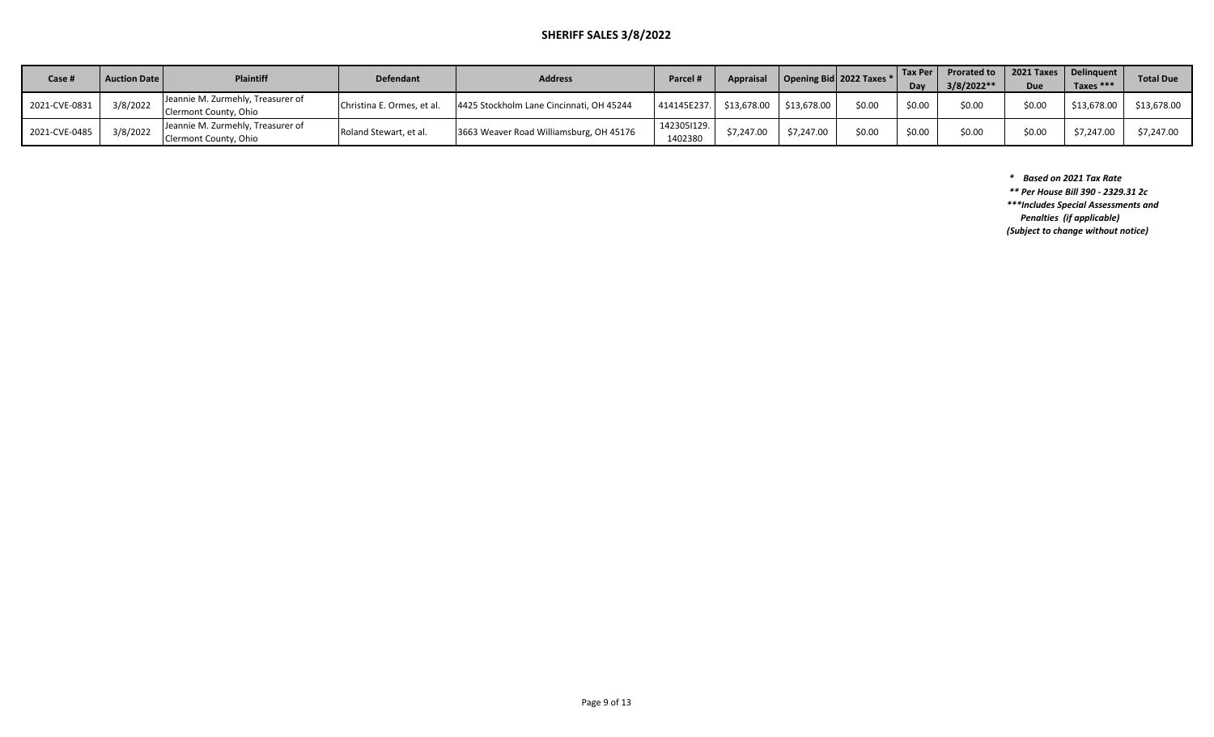# SHERIFF SALES 3/8/2022

| Case # | Auction Date | Plaintiff | Defendant | Address | Parcel # | Appraisal | Opening Bid | 2022 Taxes * | Tax Per Day | Prorated to 3/8/2022** | 2021 Taxes Due | Delinquent Taxes *** | Total Due |
|---|---|---|---|---|---|---|---|---|---|---|---|---|---|
| 2021-CVE-0831 | 3/8/2022 | Jeannie M. Zurmehly, Treasurer of Clermont County, Ohio | Christina E. Ormes, et al. | 4425 Stockholm Lane Cincinnati, OH 45244 | 414145E237. | $13,678.00 | $13,678.00 | $0.00 | $0.00 | $0.00 | $0.00 | $13,678.00 | $13,678.00 |
| 2021-CVE-0485 | 3/8/2022 | Jeannie M. Zurmehly, Treasurer of Clermont County, Ohio | Roland Stewart, et al. | 3663 Weaver Road Williamsburg, OH 45176 | 142305I129. 1402380 | $7,247.00 | $7,247.00 | $0.00 | $0.00 | $0.00 | $0.00 | $7,247.00 | $7,247.00 |

*\* Based on 2021 Tax Rate*

*\*\* Per House Bill 390 - 2329.31 2c*

*\*\*\*Includes Special Assessments and Penalties (if applicable)*

*(Subject to change without notice)*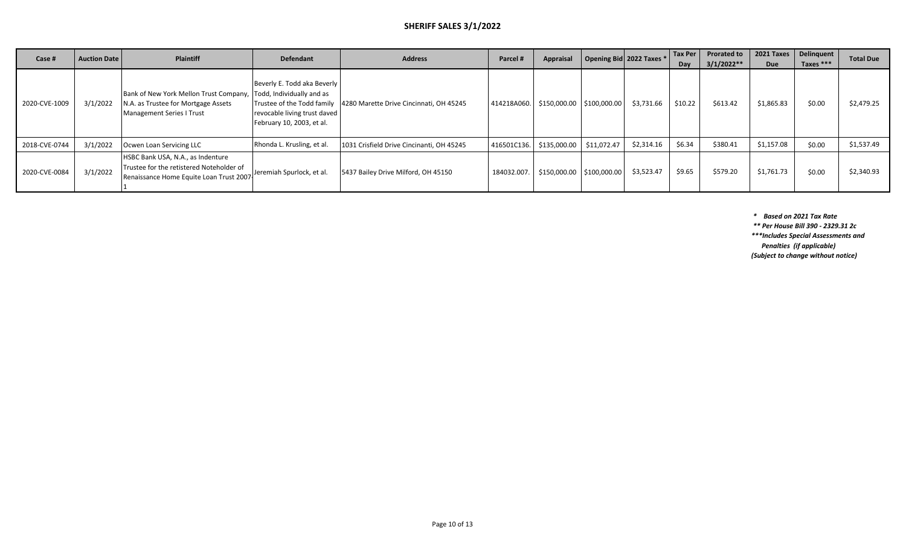# SHERIFF SALES 3/1/2022

| Case # | Auction Date | Plaintiff | Defendant | Address | Parcel # | Appraisal | Opening Bid | 2022 Taxes * | Tax Per Day | Prorated to 3/1/2022** | 2021 Taxes Due | Delinquent Taxes *** | Total Due |
|---|---|---|---|---|---|---|---|---|---|---|---|---|---|
| 2020-CVE-1009 | 3/1/2022 | Bank of New York Mellon Trust Company, N.A. as Trustee for Mortgage Assets Management Series I Trust | Beverly E. Todd aka Beverly Todd, Individually and as Trustee of the Todd family revocable living trust daved February 10, 2003, et al. | 4280 Marette Drive Cincinnati, OH 45245 | 414218A060. | $150,000.00 | $100,000.00 | $3,731.66 | $10.22 | $613.42 | $1,865.83 | $0.00 | $2,479.25 |
| 2018-CVE-0744 | 3/1/2022 | Ocwen Loan Servicing LLC | Rhonda L. Krusling, et al. | 1031 Crisfield Drive Cincinanti, OH 45245 | 416501C136. | $135,000.00 | $11,072.47 | $2,314.16 | $6.34 | $380.41 | $1,157.08 | $0.00 | $1,537.49 |
| 2020-CVE-0084 | 3/1/2022 | HSBC Bank USA, N.A., as Indenture Trustee for the retistered Noteholder of Renaissance Home Equite Loan Trust 2007-1 | Jeremiah Spurlock, et al. | 5437 Bailey Drive Milford, OH 45150 | 184032.007. | $150,000.00 | $100,000.00 | $3,523.47 | $9.65 | $579.20 | $1,761.73 | $0.00 | $2,340.93 |

*\* Based on 2021 Tax Rate*
*\*\* Per House Bill 390 - 2329.31 2c*
*\*\*\*Includes Special Assessments and Penalties (if applicable)*
*(Subject to change without notice)*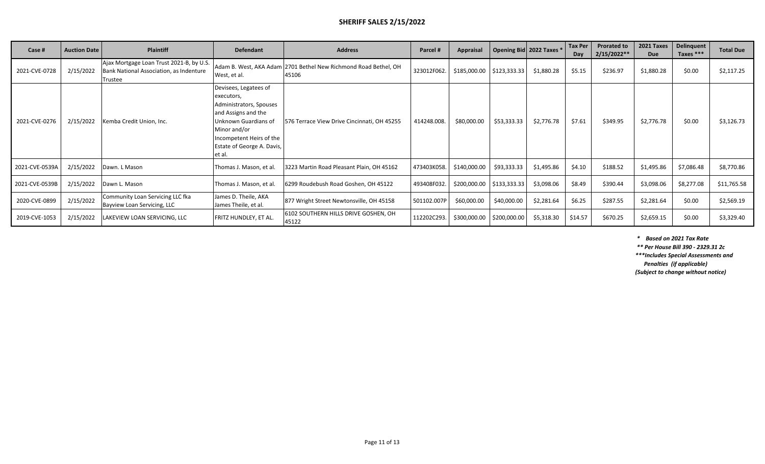# SHERIFF SALES 2/15/2022

| Case # | Auction Date | Plaintiff | Defendant | Address | Parcel # | Appraisal | Opening Bid | 2022 Taxes * | Tax Per Day | Prorated to 2/15/2022** | 2021 Taxes Due | Delinquent Taxes *** | Total Due |
|---|---|---|---|---|---|---|---|---|---|---|---|---|---|
| 2021-CVE-0728 | 2/15/2022 | Ajax Mortgage Loan Trust 2021-B, by U.S. Bank National Association, as Indenture Trustee | Adam B. West, AKA Adam West, et al. | 2701 Bethel New Richmond Road Bethel, OH 45106 | 323012F062. | $185,000.00 | $123,333.33 | $1,880.28 | $5.15 | $236.97 | $1,880.28 | $0.00 | $2,117.25 |
| 2021-CVE-0276 | 2/15/2022 | Kemba Credit Union, Inc. | Devisees, Legatees of executors, Administrators, Spouses and Assigns and the Unknown Guardians of Minor and/or Incompetent Heirs of the Estate of George A. Davis, et al. | 576 Terrace View Drive Cincinnati, OH 45255 | 414248.008. | $80,000.00 | $53,333.33 | $2,776.78 | $7.61 | $349.95 | $2,776.78 | $0.00 | $3,126.73 |
| 2021-CVE-0539A | 2/15/2022 | Dawn. L Mason | Thomas J. Mason, et al. | 3223 Martin Road Pleasant Plain, OH 45162 | 473403K058. | $140,000.00 | $93,333.33 | $1,495.86 | $4.10 | $188.52 | $1,495.86 | $7,086.48 | $8,770.86 |
| 2021-CVE-0539B | 2/15/2022 | Dawn L. Mason | Thomas J. Mason, et al. | 6299 Roudebush Road Goshen, OH 45122 | 493408F032. | $200,000.00 | $133,333.33 | $3,098.06 | $8.49 | $390.44 | $3,098.06 | $8,277.08 | $11,765.58 |
| 2020-CVE-0899 | 2/15/2022 | Community Loan Servicing LLC fka Bayview Loan Servicing, LLC | James D. Theile, AKA James Theile, et al. | 877 Wright Street Newtonsville, OH 45158 | 501102.007P | $60,000.00 | $40,000.00 | $2,281.64 | $6.25 | $287.55 | $2,281.64 | $0.00 | $2,569.19 |
| 2019-CVE-1053 | 2/15/2022 | LAKEVIEW LOAN SERVICING, LLC | FRITZ HUNDLEY, ET AL. | 6102 SOUTHERN HILLS DRIVE GOSHEN, OH 45122 | 112202C293. | $300,000.00 | $200,000.00 | $5,318.30 | $14.57 | $670.25 | $2,659.15 | $0.00 | $3,329.40 |

*\* Based on 2021 Tax Rate*

*\*\* Per House Bill 390 - 2329.31 2c*

*\*\*\*Includes Special Assessments and Penalties (if applicable)*

*(Subject to change without notice)*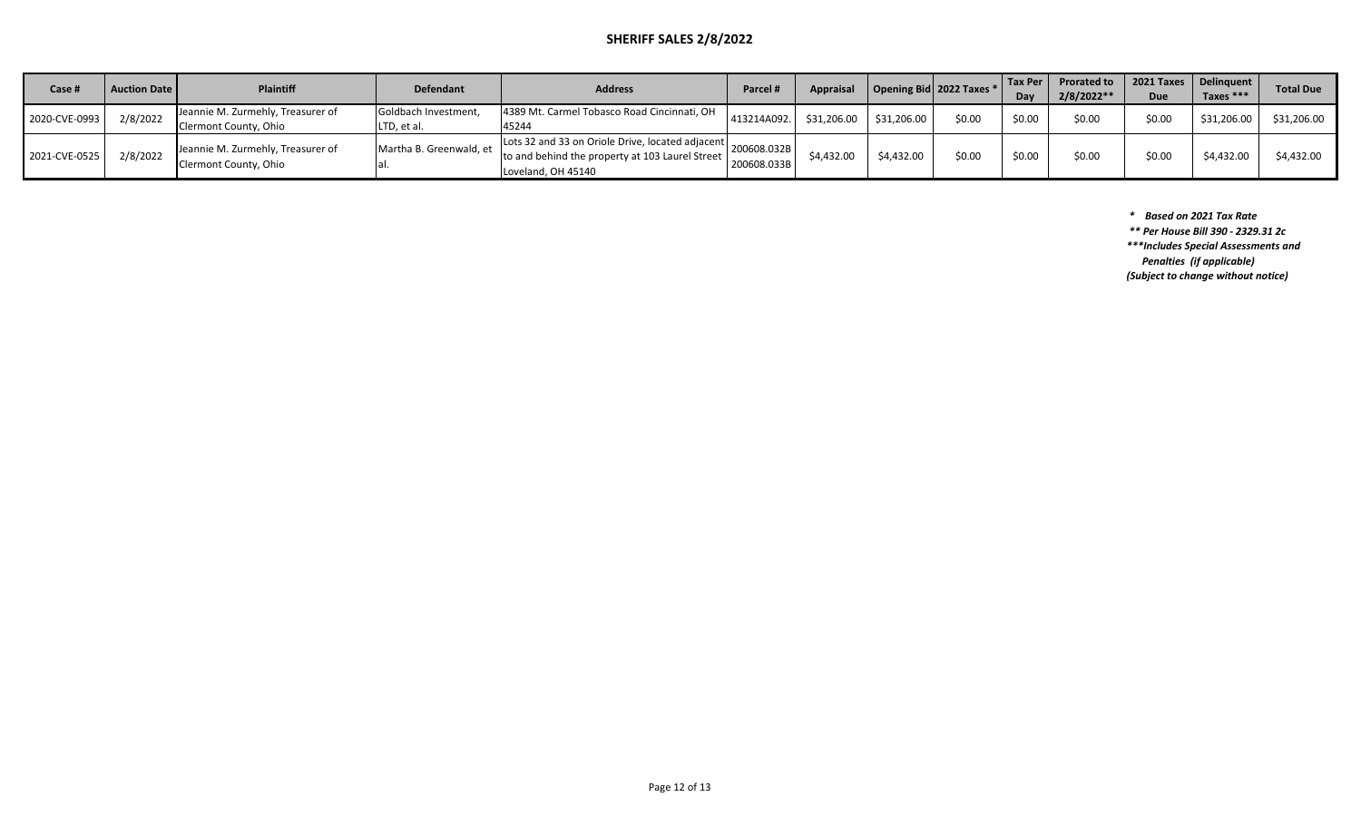# SHERIFF SALES 2/8/2022

| Case # | Auction Date | Plaintiff | Defendant | Address | Parcel # | Appraisal | Opening Bid | 2022 Taxes * | Tax Per Day | Prorated to 2/8/2022** | 2021 Taxes Due | Delinquent Taxes *** | Total Due |
|---|---|---|---|---|---|---|---|---|---|---|---|---|---|
| 2020-CVE-0993 | 2/8/2022 | Jeannie M. Zurmehly, Treasurer of Clermont County, Ohio | Goldbach Investment, LTD, et al. | 4389 Mt. Carmel Tobasco Road Cincinnati, OH 45244 | 413214A092. | $31,206.00 | $31,206.00 | $0.00 | $0.00 | $0.00 | $0.00 | $31,206.00 | $31,206.00 |
| 2021-CVE-0525 | 2/8/2022 | Jeannie M. Zurmehly, Treasurer of Clermont County, Ohio | Martha B. Greenwald, et al. | Lots 32 and 33 on Oriole Drive, located adjacent to and behind the property at 103 Laurel Street Loveland, OH 45140 | 200608.032B 200608.033B | $4,432.00 | $4,432.00 | $0.00 | $0.00 | $0.00 | $0.00 | $4,432.00 | $4,432.00 |

*\* Based on 2021 Tax Rate*
*\*\* Per House Bill 390 - 2329.31 2c*
*\*\*\*Includes Special Assessments and Penalties (if applicable)*
*(Subject to change without notice)*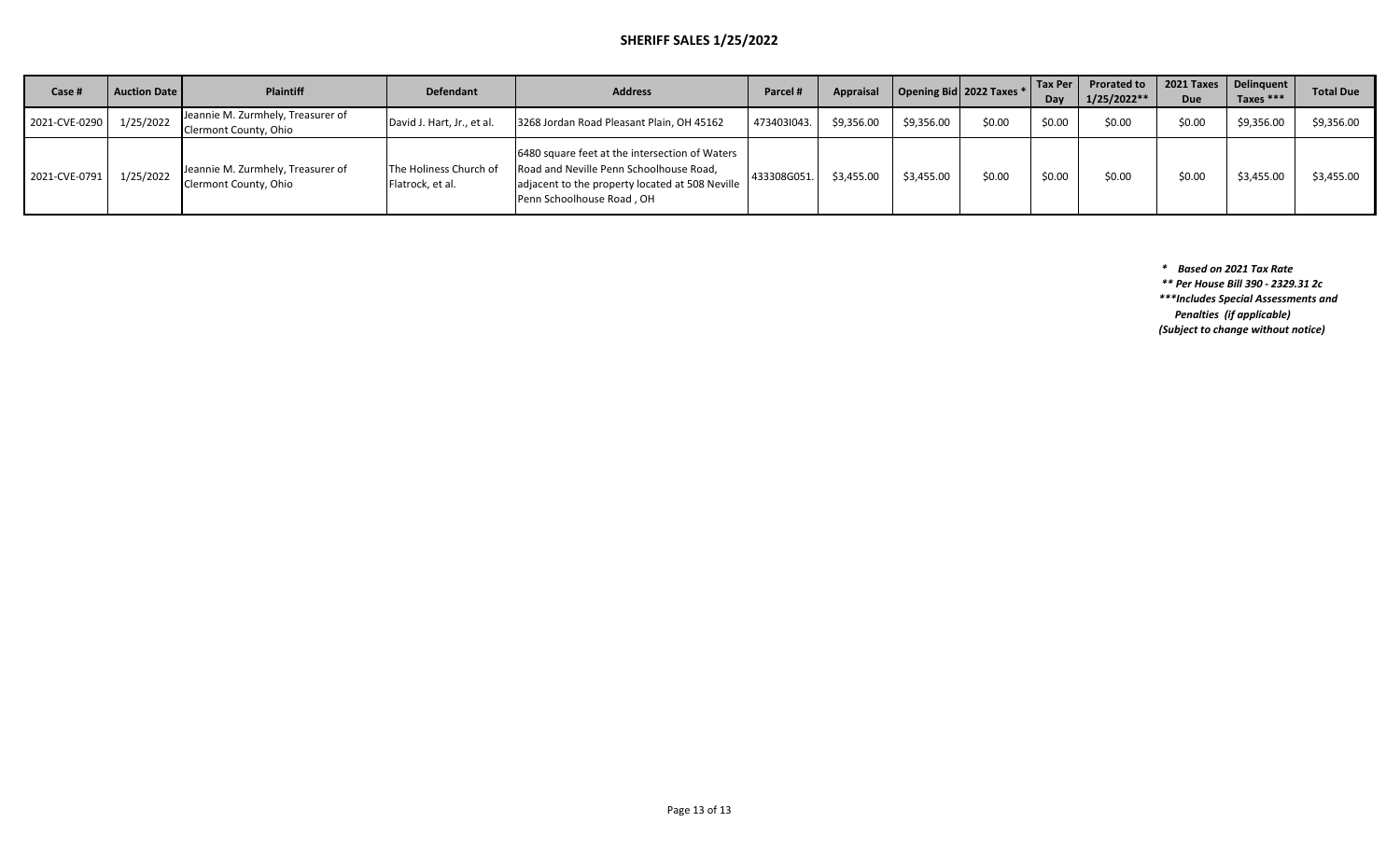## SHERIFF SALES 1/25/2022

| Case # | Auction Date | Plaintiff | Defendant | Address | Parcel # | Appraisal | Opening Bid | 2022 Taxes * | Tax Per Day | Prorated to 1/25/2022** | 2021 Taxes Due | Delinquent Taxes *** | Total Due |
|---|---|---|---|---|---|---|---|---|---|---|---|---|---|
| 2021-CVE-0290 | 1/25/2022 | Jeannie M. Zurmhely, Treasurer of Clermont County, Ohio | David J. Hart, Jr., et al. | 3268 Jordan Road Pleasant Plain, OH 45162 | 473403I043. | $9,356.00 | $9,356.00 | $0.00 | $0.00 | $0.00 | $0.00 | $9,356.00 | $9,356.00 |
| 2021-CVE-0791 | 1/25/2022 | Jeannie M. Zurmhely, Treasurer of Clermont County, Ohio | The Holiness Church of Flatrock, et al. | 6480 square feet at the intersection of Waters Road and Neville Penn Schoolhouse Road, adjacent to the property located at 508 Neville Penn Schoolhouse Road , OH | 433308G051. | $3,455.00 | $3,455.00 | $0.00 | $0.00 | $0.00 | $0.00 | $3,455.00 | $3,455.00 |

*\* Based on 2021 Tax Rate*
*\*\* Per House Bill 390 - 2329.31 2c*
*\*\*\*Includes Special Assessments and Penalties (if applicable)*
*(Subject to change without notice)*